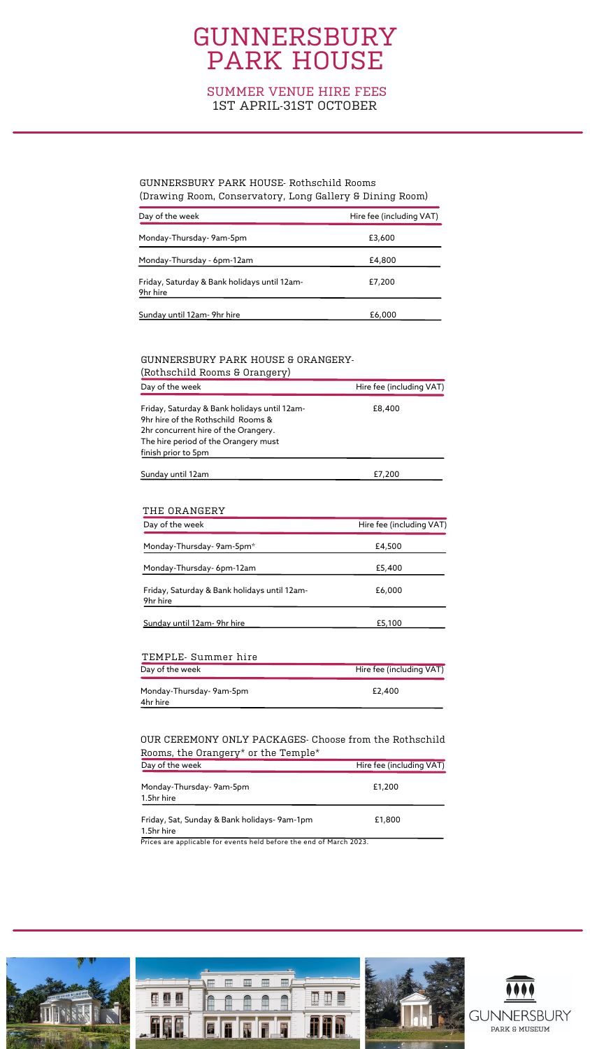# GUNNERSBURY PARK HOUSE

## SUMMER VENUE HIRE FEES
## 1ST APRIL-31ST OCTOBER

### GUNNERSBURY PARK HOUSE- Rothschild Rooms (Drawing Room, Conservatory, Long Gallery & Dining Room)

| Day of the week | Hire fee (including VAT) |
| --- | --- |
| Monday-Thursday- 9am-5pm | £3,600 |
| Monday-Thursday - 6pm-12am | £4,800 |
| Friday, Saturday & Bank holidays until 12am- 9hr hire | £7,200 |
| Sunday until 12am- 9hr hire | £6,000 |

### GUNNERSBURY PARK HOUSE & ORANGERY- (Rothschild Rooms & Orangery)

| Day of the week | Hire fee (including VAT) |
| --- | --- |
| Friday, Saturday & Bank holidays until 12am- 9hr hire of the Rothschild Rooms & 2hr concurrent hire of the Orangery. The hire period of the Orangery must finish prior to 5pm | £8,400 |
| Sunday until 12am | £7,200 |

### THE ORANGERY

| Day of the week | Hire fee (including VAT) |
| --- | --- |
| Monday-Thursday- 9am-5pm* | £4,500 |
| Monday-Thursday- 6pm-12am | £5,400 |
| Friday, Saturday & Bank holidays until 12am- 9hr hire | £6,000 |
| Sunday until 12am- 9hr hire | £5,100 |

### TEMPLE- Summer hire

| Day of the week | Hire fee (including VAT) |
| --- | --- |
| Monday-Thursday- 9am-5pm 4hr hire | £2,400 |

### OUR CEREMONY ONLY PACKAGES- Choose from the Rothschild Rooms, the Orangery* or the Temple*

| Day of the week | Hire fee (including VAT) |
| --- | --- |
| Monday-Thursday- 9am-5pm 1.5hr hire | £1,200 |
| Friday, Sat, Sunday & Bank holidays- 9am-1pm 1.5hr hire | £1,800 |

Prices are applicable for events held before the end of March 2023.

GUNNERSBURY PARK & MUSEUM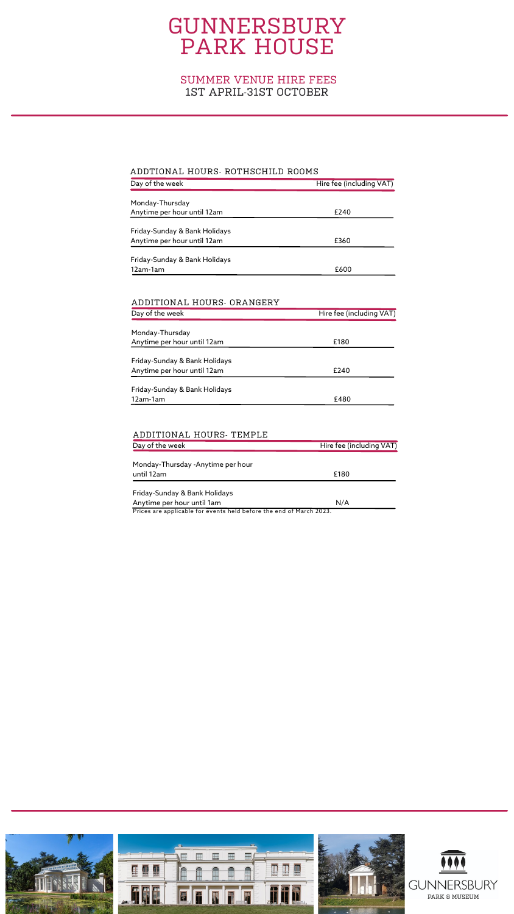# GUNNERSBURY PARK HOUSE

## SUMMER VENUE HIRE FEES
## 1ST APRIL-31ST OCTOBER

### ADDTIONAL HOURS- ROTHSCHILD ROOMS

| Day of the week | Hire fee (including VAT) |
|---|---|
| Monday-Thursday<br>Anytime per hour until 12am | £240 |
| Friday-Sunday & Bank Holidays<br>Anytime per hour until 12am | £360 |
| Friday-Sunday & Bank Holidays<br>12am-1am | £600 |

### ADDITIONAL HOURS- ORANGERY

| Day of the week | Hire fee (including VAT) |
|---|---|
| Monday-Thursday<br>Anytime per hour until 12am | £180 |
| Friday-Sunday & Bank Holidays<br>Anytime per hour until 12am | £240 |
| Friday-Sunday & Bank Holidays<br>12am-1am | £480 |

### ADDITIONAL HOURS- TEMPLE

| Day of the week | Hire fee (including VAT) |
|---|---|
| Monday-Thursday -Anytime per hour until 12am | £180 |
| Friday-Sunday & Bank Holidays<br>Anytime per hour until 1am | N/A |

Prices are applicable for events held before the end of March 2023.

GUNNERSBURY PARK & MUSEUM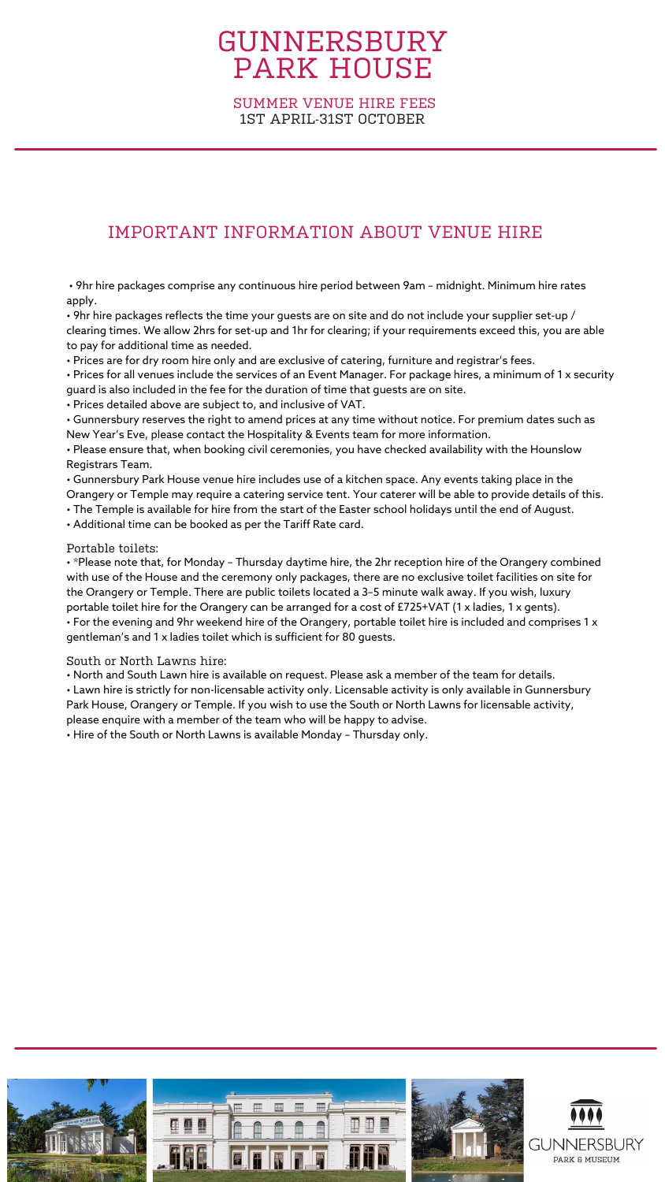# GUNNERSBURY PARK HOUSE

SUMMER VENUE HIRE FEES
1ST APRIL-31ST OCTOBER

## IMPORTANT INFORMATION ABOUT VENUE HIRE

- 9hr hire packages comprise any continuous hire period between 9am – midnight. Minimum hire rates apply.
- 9hr hire packages reflects the time your guests are on site and do not include your supplier set-up / clearing times. We allow 2hrs for set-up and 1hr for clearing; if your requirements exceed this, you are able to pay for additional time as needed.
- Prices are for dry room hire only and are exclusive of catering, furniture and registrar's fees.
- Prices for all venues include the services of an Event Manager. For package hires, a minimum of 1 x security guard is also included in the fee for the duration of time that guests are on site.
- Prices detailed above are subject to, and inclusive of VAT.
- Gunnersbury reserves the right to amend prices at any time without notice. For premium dates such as New Year's Eve, please contact the Hospitality & Events team for more information.
- Please ensure that, when booking civil ceremonies, you have checked availability with the Hounslow Registrars Team.
- Gunnersbury Park House venue hire includes use of a kitchen space. Any events taking place in the Orangery or Temple may require a catering service tent. Your caterer will be able to provide details of this.
- The Temple is available for hire from the start of the Easter school holidays until the end of August.
- Additional time can be booked as per the Tariff Rate card.

### Portable toilets:

- *Please note that, for Monday – Thursday daytime hire, the 2hr reception hire of the Orangery combined with use of the House and the ceremony only packages, there are no exclusive toilet facilities on site for the Orangery or Temple. There are public toilets located a 3–5 minute walk away. If you wish, luxury portable toilet hire for the Orangery can be arranged for a cost of £725+VAT (1 x ladies, 1 x gents).
- For the evening and 9hr weekend hire of the Orangery, portable toilet hire is included and comprises 1 x gentleman's and 1 x ladies toilet which is sufficient for 80 guests.

### South or North Lawns hire:

- North and South Lawn hire is available on request. Please ask a member of the team for details.
- Lawn hire is strictly for non-licensable activity only. Licensable activity is only available in Gunnersbury Park House, Orangery or Temple. If you wish to use the South or North Lawns for licensable activity, please enquire with a member of the team who will be happy to advise.
- Hire of the South or North Lawns is available Monday – Thursday only.

GUNNERSBURY
PARK & MUSEUM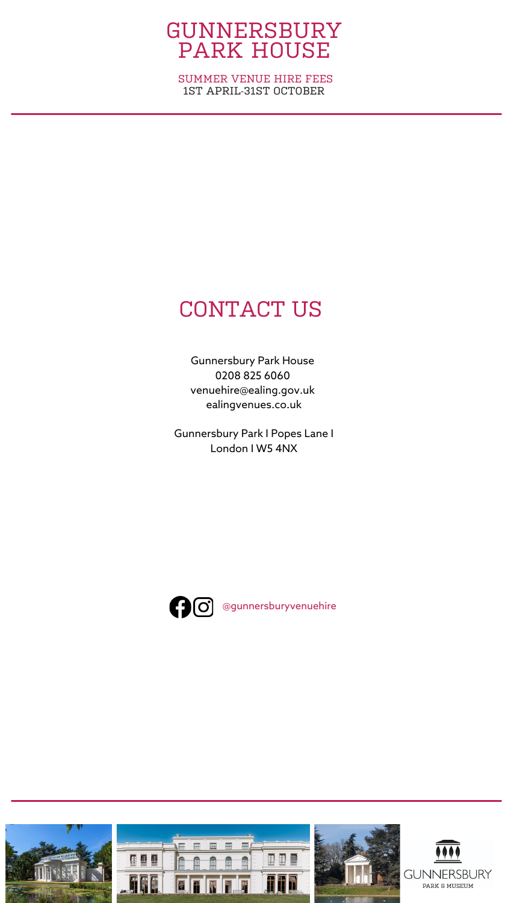# GUNNERSBURY PARK HOUSE

SUMMER VENUE HIRE FEES
1ST APRIL-31ST OCTOBER

## CONTACT US

Gunnersbury Park House
0208 825 6060
venuehire@ealing.gov.uk
ealingvenues.co.uk

Gunnersbury Park I Popes Lane I
London I W5 4NX

@gunnersburyvenuehire

GUNNERSBURY
PARK & MUSEUM